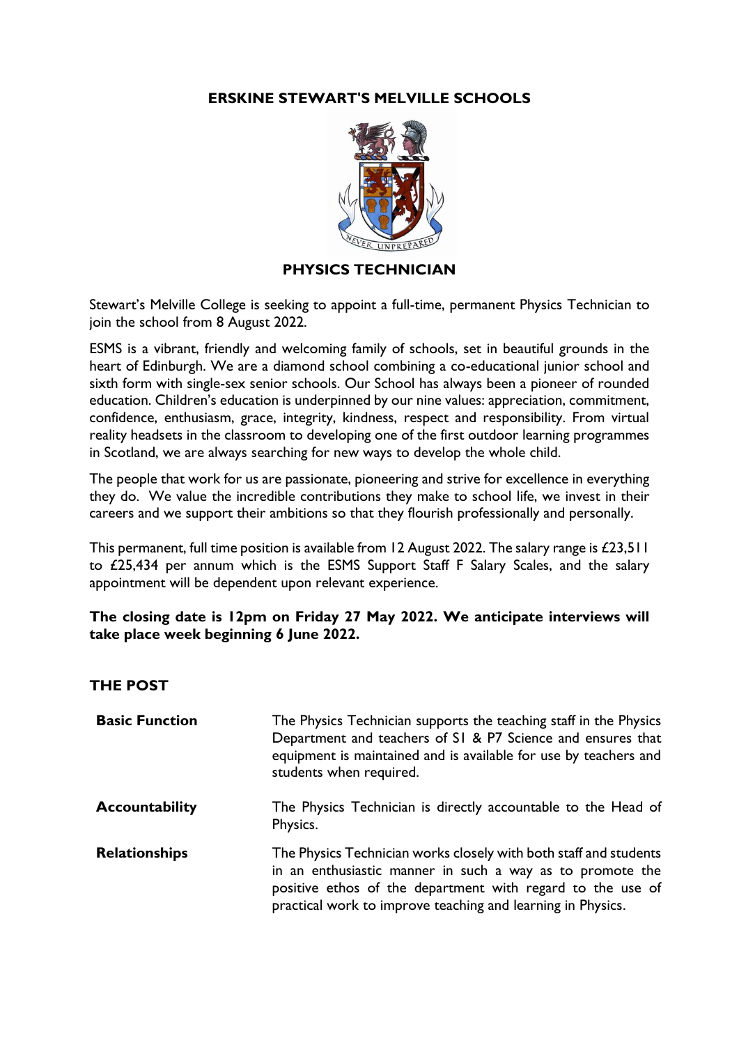# ERSKINE STEWART'S MELVILLE SCHOOLS

## PHYSICS TECHNICIAN

Stewart's Melville College is seeking to appoint a full-time, permanent Physics Technician to join the school from 8 August 2022.

ESMS is a vibrant, friendly and welcoming family of schools, set in beautiful grounds in the heart of Edinburgh. We are a diamond school combining a co-educational junior school and sixth form with single-sex senior schools. Our School has always been a pioneer of rounded education. Children's education is underpinned by our nine values: appreciation, commitment, confidence, enthusiasm, grace, integrity, kindness, respect and responsibility. From virtual reality headsets in the classroom to developing one of the first outdoor learning programmes in Scotland, we are always searching for new ways to develop the whole child.

The people that work for us are passionate, pioneering and strive for excellence in everything they do. We value the incredible contributions they make to school life, we invest in their careers and we support their ambitions so that they flourish professionally and personally.

This permanent, full time position is available from 12 August 2022. The salary range is £23,511 to £25,434 per annum which is the ESMS Support Staff F Salary Scales, and the salary appointment will be dependent upon relevant experience.

**The closing date is 12pm on Friday 27 May 2022. We anticipate interviews will take place week beginning 6 June 2022.**

## THE POST

| | |
|---|---|
| **Basic Function** | The Physics Technician supports the teaching staff in the Physics Department and teachers of S1 & P7 Science and ensures that equipment is maintained and is available for use by teachers and students when required. |
| **Accountability** | The Physics Technician is directly accountable to the Head of Physics. |
| **Relationships** | The Physics Technician works closely with both staff and students in an enthusiastic manner in such a way as to promote the positive ethos of the department with regard to the use of practical work to improve teaching and learning in Physics. |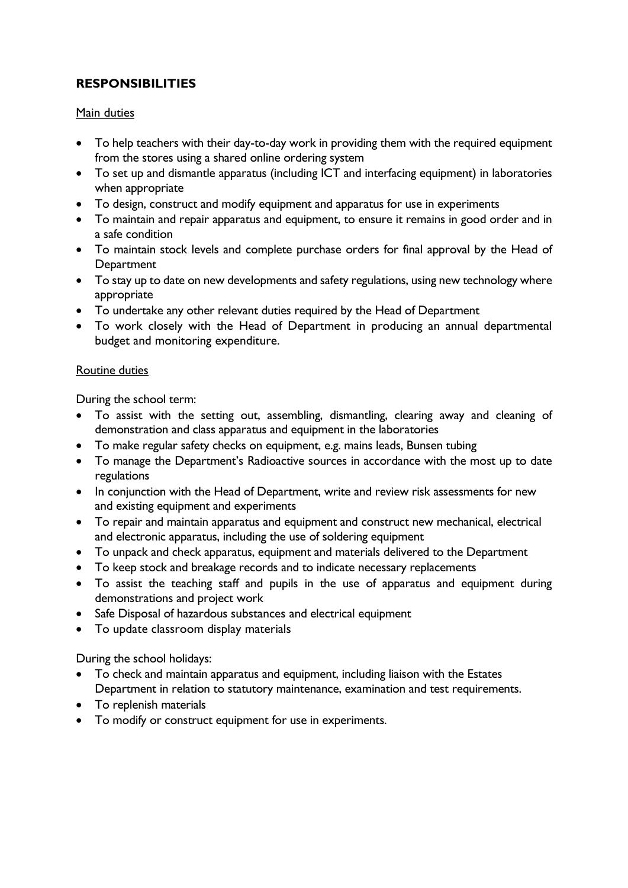## **RESPONSIBILITIES**

Main duties

- To help teachers with their day-to-day work in providing them with the required equipment from the stores using a shared online ordering system
- To set up and dismantle apparatus (including ICT and interfacing equipment) in laboratories when appropriate
- To design, construct and modify equipment and apparatus for use in experiments
- To maintain and repair apparatus and equipment, to ensure it remains in good order and in a safe condition
- To maintain stock levels and complete purchase orders for final approval by the Head of Department
- To stay up to date on new developments and safety regulations, using new technology where appropriate
- To undertake any other relevant duties required by the Head of Department
- To work closely with the Head of Department in producing an annual departmental budget and monitoring expenditure.

Routine duties

During the school term:

- To assist with the setting out, assembling, dismantling, clearing away and cleaning of demonstration and class apparatus and equipment in the laboratories
- To make regular safety checks on equipment, e.g. mains leads, Bunsen tubing
- To manage the Department's Radioactive sources in accordance with the most up to date regulations
- In conjunction with the Head of Department, write and review risk assessments for new and existing equipment and experiments
- To repair and maintain apparatus and equipment and construct new mechanical, electrical and electronic apparatus, including the use of soldering equipment
- To unpack and check apparatus, equipment and materials delivered to the Department
- To keep stock and breakage records and to indicate necessary replacements
- To assist the teaching staff and pupils in the use of apparatus and equipment during demonstrations and project work
- Safe Disposal of hazardous substances and electrical equipment
- To update classroom display materials

During the school holidays:

- To check and maintain apparatus and equipment, including liaison with the Estates Department in relation to statutory maintenance, examination and test requirements.
- To replenish materials
- To modify or construct equipment for use in experiments.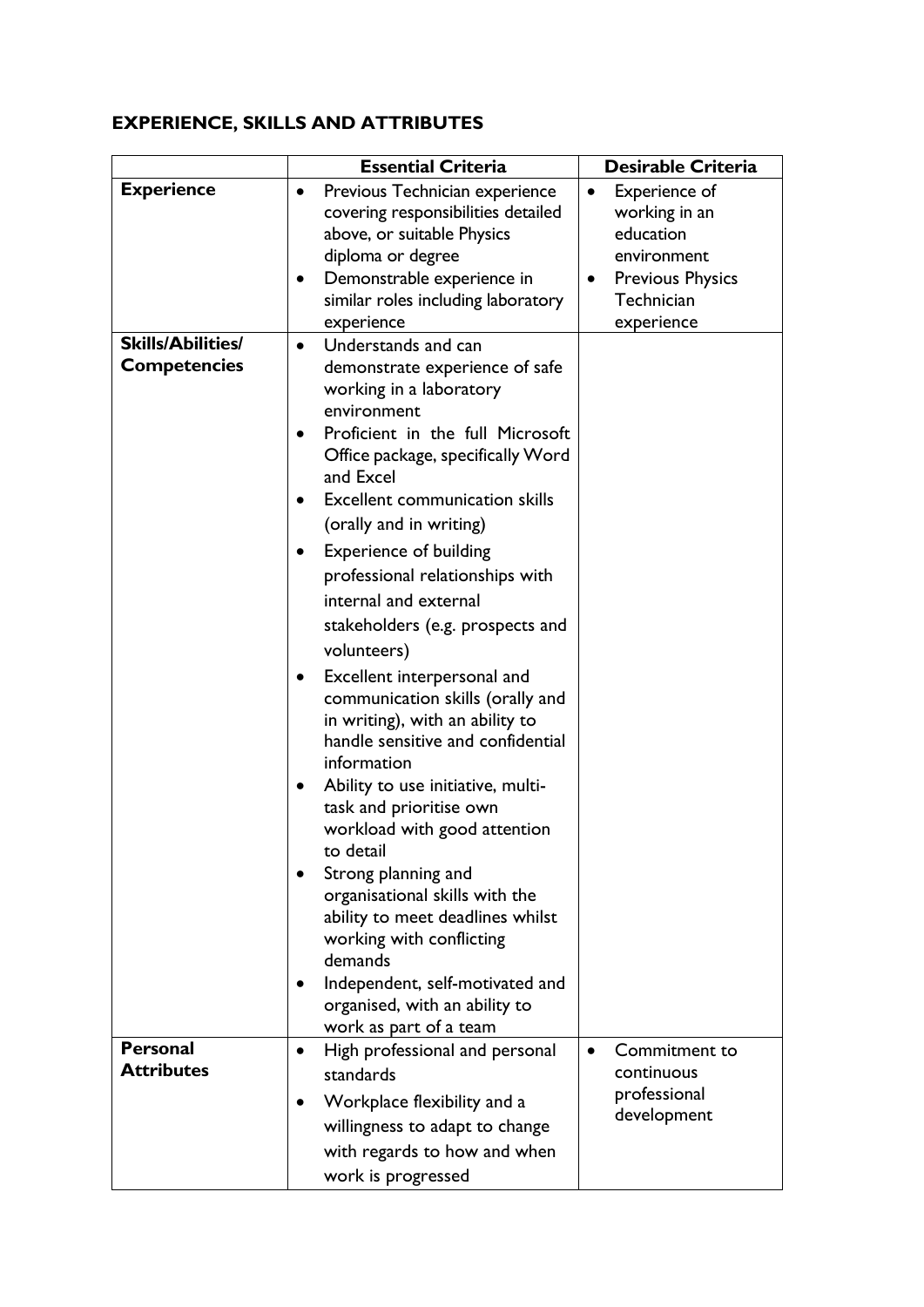## EXPERIENCE, SKILLS AND ATTRIBUTES

| | Essential Criteria | Desirable Criteria |
|---|---|---|
| **Experience** | • Previous Technician experience covering responsibilities detailed above, or suitable Physics diploma or degree<br>• Demonstrable experience in similar roles including laboratory experience | • Experience of working in an education environment<br>• Previous Physics Technician experience |
| **Skills/Abilities/ Competencies** | • Understands and can demonstrate experience of safe working in a laboratory environment<br>• Proficient in the full Microsoft Office package, specifically Word and Excel<br>• Excellent communication skills (orally and in writing)<br>• Experience of building professional relationships with internal and external stakeholders (e.g. prospects and volunteers)<br>• Excellent interpersonal and communication skills (orally and in writing), with an ability to handle sensitive and confidential information<br>• Ability to use initiative, multi-task and prioritise own workload with good attention to detail<br>• Strong planning and organisational skills with the ability to meet deadlines whilst working with conflicting demands<br>• Independent, self-motivated and organised, with an ability to work as part of a team | |
| **Personal Attributes** | • High professional and personal standards<br>• Workplace flexibility and a willingness to adapt to change with regards to how and when work is progressed | • Commitment to continuous professional development |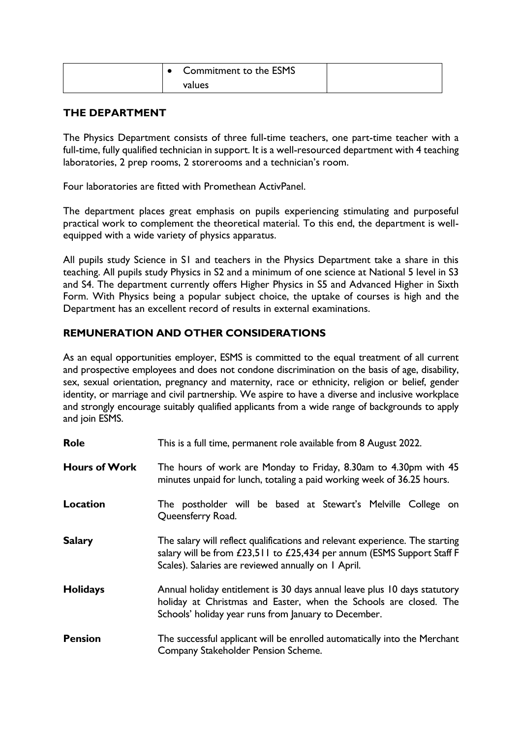| | • Commitment to the ESMS values | |
|---|---|---|

## THE DEPARTMENT

The Physics Department consists of three full-time teachers, one part-time teacher with a full-time, fully qualified technician in support. It is a well-resourced department with 4 teaching laboratories, 2 prep rooms, 2 storerooms and a technician's room.

Four laboratories are fitted with Promethean ActivPanel.

The department places great emphasis on pupils experiencing stimulating and purposeful practical work to complement the theoretical material. To this end, the department is well-equipped with a wide variety of physics apparatus.

All pupils study Science in S1 and teachers in the Physics Department take a share in this teaching. All pupils study Physics in S2 and a minimum of one science at National 5 level in S3 and S4. The department currently offers Higher Physics in S5 and Advanced Higher in Sixth Form. With Physics being a popular subject choice, the uptake of courses is high and the Department has an excellent record of results in external examinations.

## REMUNERATION AND OTHER CONSIDERATIONS

As an equal opportunities employer, ESMS is committed to the equal treatment of all current and prospective employees and does not condone discrimination on the basis of age, disability, sex, sexual orientation, pregnancy and maternity, race or ethnicity, religion or belief, gender identity, or marriage and civil partnership. We aspire to have a diverse and inclusive workplace and strongly encourage suitably qualified applicants from a wide range of backgrounds to apply and join ESMS.

**Role** This is a full time, permanent role available from 8 August 2022.

**Hours of Work** The hours of work are Monday to Friday, 8.30am to 4.30pm with 45 minutes unpaid for lunch, totaling a paid working week of 36.25 hours.

**Location** The postholder will be based at Stewart's Melville College on Queensferry Road.

**Salary** The salary will reflect qualifications and relevant experience. The starting salary will be from £23,511 to £25,434 per annum (ESMS Support Staff F Scales). Salaries are reviewed annually on 1 April.

**Holidays** Annual holiday entitlement is 30 days annual leave plus 10 days statutory holiday at Christmas and Easter, when the Schools are closed. The Schools' holiday year runs from January to December.

**Pension** The successful applicant will be enrolled automatically into the Merchant Company Stakeholder Pension Scheme.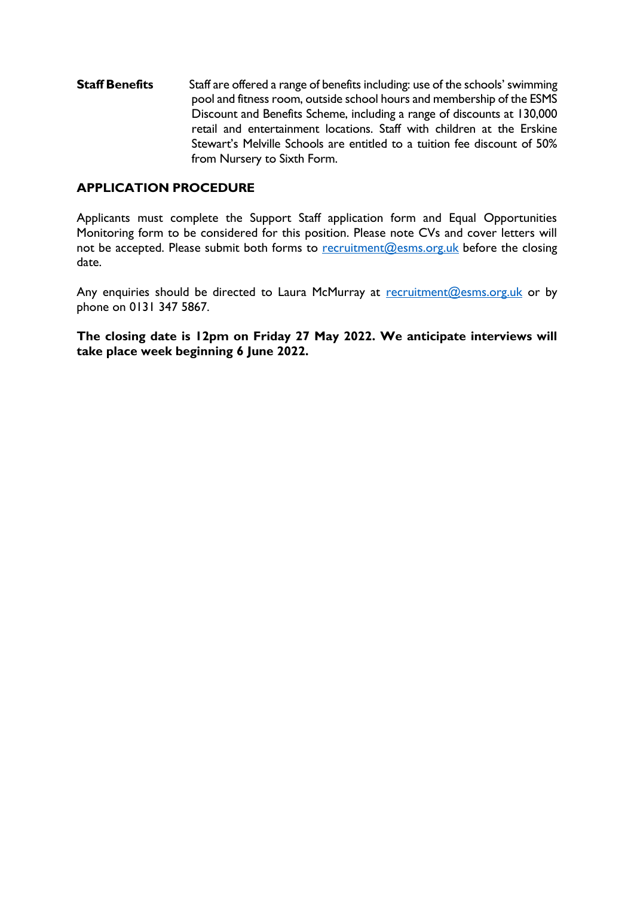**Staff Benefits** Staff are offered a range of benefits including: use of the schools' swimming pool and fitness room, outside school hours and membership of the ESMS Discount and Benefits Scheme, including a range of discounts at 130,000 retail and entertainment locations. Staff with children at the Erskine Stewart's Melville Schools are entitled to a tuition fee discount of 50% from Nursery to Sixth Form.

## APPLICATION PROCEDURE

Applicants must complete the Support Staff application form and Equal Opportunities Monitoring form to be considered for this position. Please note CVs and cover letters will not be accepted. Please submit both forms to recruitment@esms.org.uk before the closing date.

Any enquiries should be directed to Laura McMurray at recruitment@esms.org.uk or by phone on 0131 347 5867.

**The closing date is 12pm on Friday 27 May 2022. We anticipate interviews will take place week beginning 6 June 2022.**